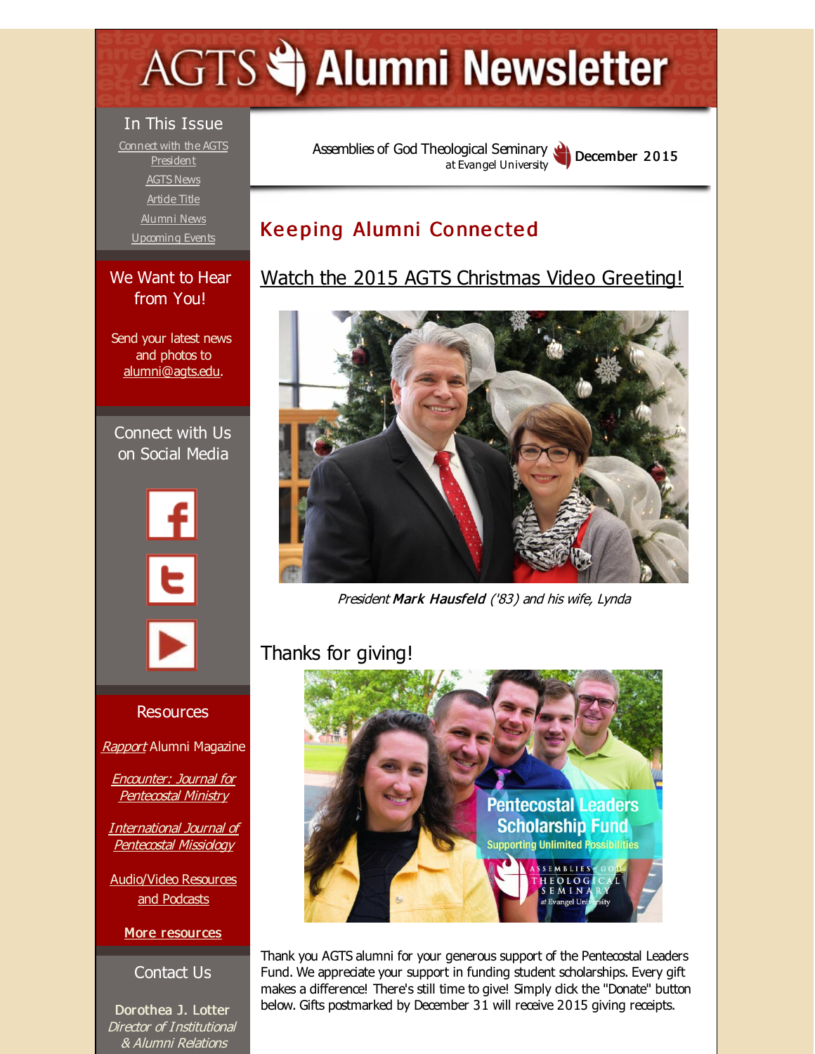# AGTS Alumni Newsletter

## In This Issue

Connect with the AGTS President

AGTS News

Article Title

Alumni News

Upcoming Events

## We Want to Hear from You!

Send your latest news and photos to alumni@agts.edu.

## Connect with Us on Social Media

## Resources

*Rapport* Alumni Magazine

*Encounter: Journal for Pentecostal Ministry*

*International Journal of Pentecostal Missiology*

Audio/Video Resources and Podcasts

**More resources**

## Contact Us

**Dorothea J. Lotter**
*Director of Institutional & Alumni Relations*

Assemblies of God Theological Seminary at Evangel University

**December 2015**

# Keeping Alumni Connected

## Watch the 2015 AGTS Christmas Video Greeting!

*President **Mark Hausfeld** ('83) and his wife, Lynda*

## Thanks for giving!

Pentecostal Leaders Scholarship Fund
Supporting Unlimited Possibilities
Assemblies of God Theological Seminary at Evangel University

Thank you AGTS alumni for your generous support of the Pentecostal Leaders Fund. We appreciate your support in funding student scholarships. Every gift makes a difference! There's still time to give! Simply click the "Donate" button below. Gifts postmarked by December 31 will receive 2015 giving receipts.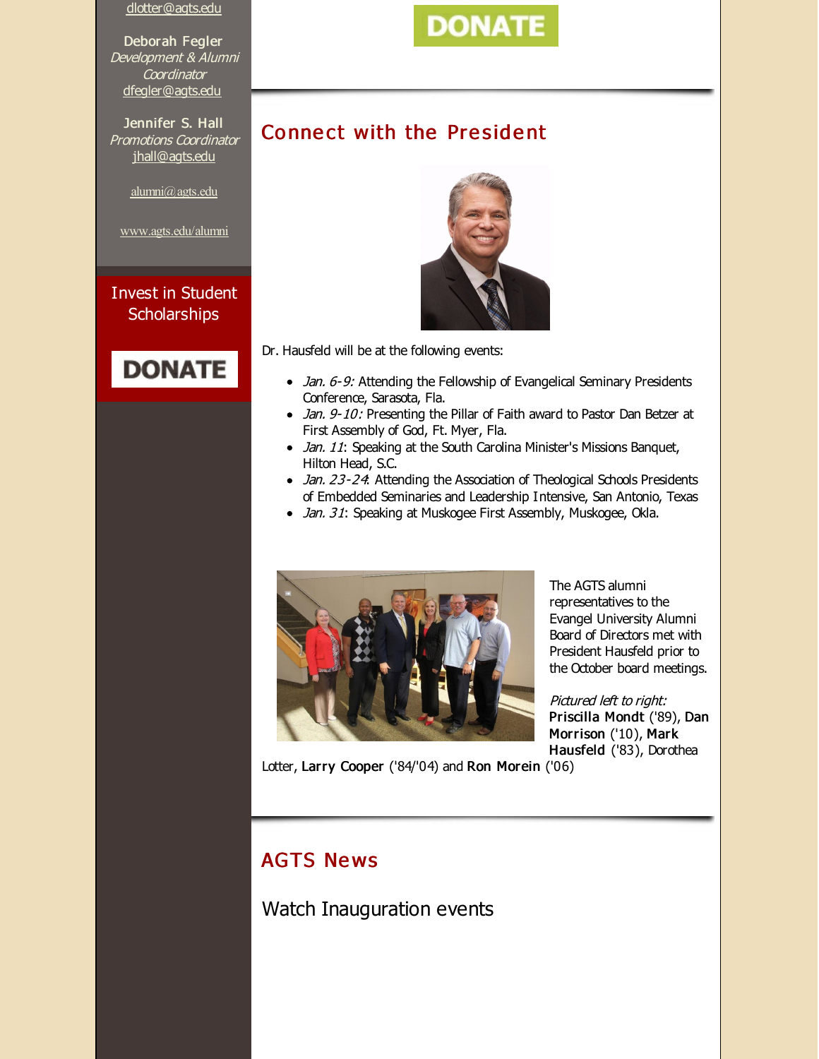dlotter@agts.edu

**Deborah Fegler**
*Development & Alumni Coordinator*
dfegler@agts.edu

**Jennifer S. Hall**
*Promotions Coordinator*
jhall@agts.edu

alumni@agts.edu

www.agts.edu/alumni

Invest in Student Scholarships

DONATE

DONATE

## Connect with the President

Dr. Hausfeld will be at the following events:

- *Jan. 6-9:* Attending the Fellowship of Evangelical Seminary Presidents Conference, Sarasota, Fla.
- *Jan. 9-10:* Presenting the Pillar of Faith award to Pastor Dan Betzer at First Assembly of God, Ft. Myer, Fla.
- *Jan. 11*: Speaking at the South Carolina Minister's Missions Banquet, Hilton Head, S.C.
- *Jan. 23-24*: Attending the Association of Theological Schools Presidents of Embedded Seminaries and Leadership Intensive, San Antonio, Texas
- *Jan. 31*: Speaking at Muskogee First Assembly, Muskogee, Okla.

The AGTS alumni representatives to the Evangel University Alumni Board of Directors met with President Hausfeld prior to the October board meetings.

*Pictured left to right:* **Priscilla Mondt** ('89), **Dan Morrison** ('10), **Mark Hausfeld** ('83), Dorothea Lotter, **Larry Cooper** ('84/'04) and **Ron Morein** ('06)

## AGTS News

Watch Inauguration events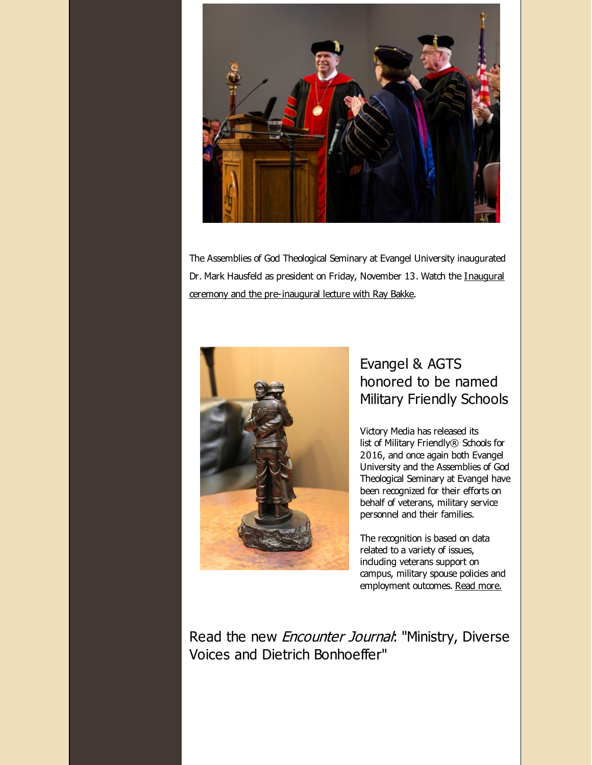The Assemblies of God Theological Seminary at Evangel University inaugurated Dr. Mark Hausfeld as president on Friday, November 13. Watch the Inaugural ceremony and the pre-inaugural lecture with Ray Bakke.

## Evangel & AGTS honored to be named Military Friendly Schools

Victory Media has released its list of Military Friendly® Schools for 2016, and once again both Evangel University and the Assemblies of God Theological Seminary at Evangel have been recognized for their efforts on behalf of veterans, military service personnel and their families.

The recognition is based on data related to a variety of issues, including veterans support on campus, military spouse policies and employment outcomes. Read more.

## Read the new *Encounter Journal*: "Ministry, Diverse Voices and Dietrich Bonhoeffer"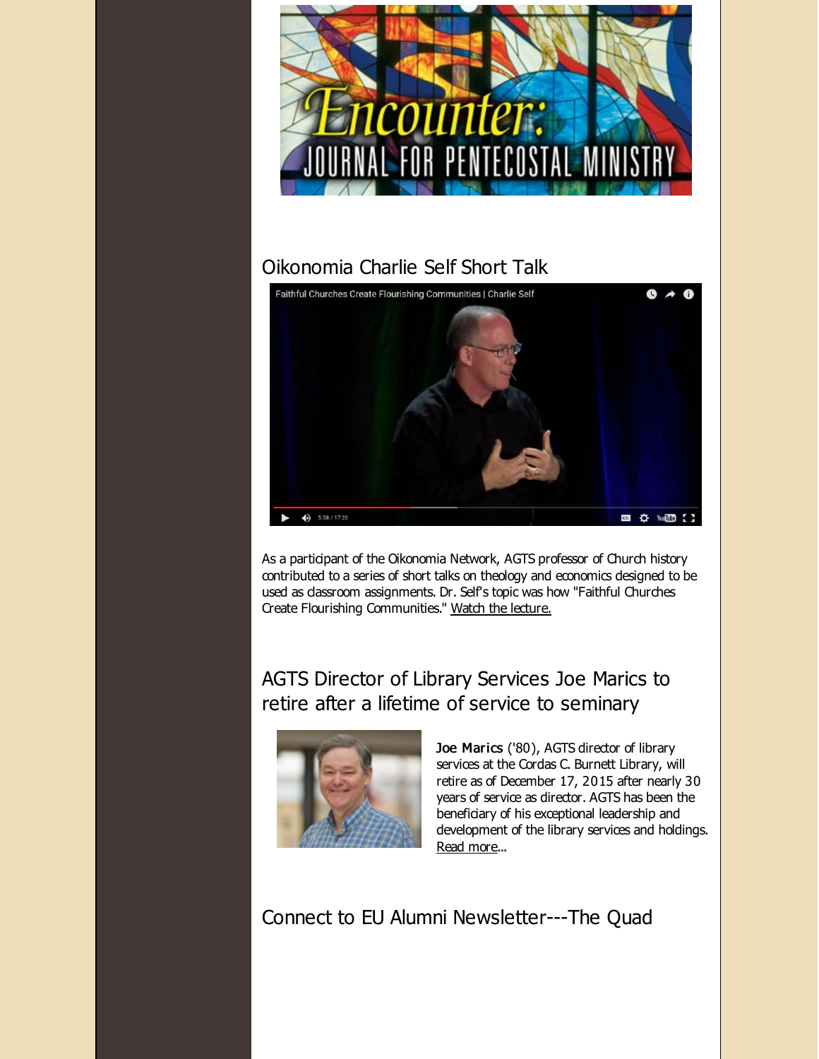## Oikonomia Charlie Self Short Talk

As a participant of the Oikonomia Network, AGTS professor of Church history contributed to a series of short talks on theology and economics designed to be used as classroom assignments. Dr. Self's topic was how "Faithful Churches Create Flourishing Communities." Watch the lecture.

## AGTS Director of Library Services Joe Marics to retire after a lifetime of service to seminary

**Joe Marics** ('80), AGTS director of library services at the Cordas C. Burnett Library, will retire as of December 17, 2015 after nearly 30 years of service as director. AGTS has been the beneficiary of his exceptional leadership and development of the library services and holdings. Read more...

## Connect to EU Alumni Newsletter---The Quad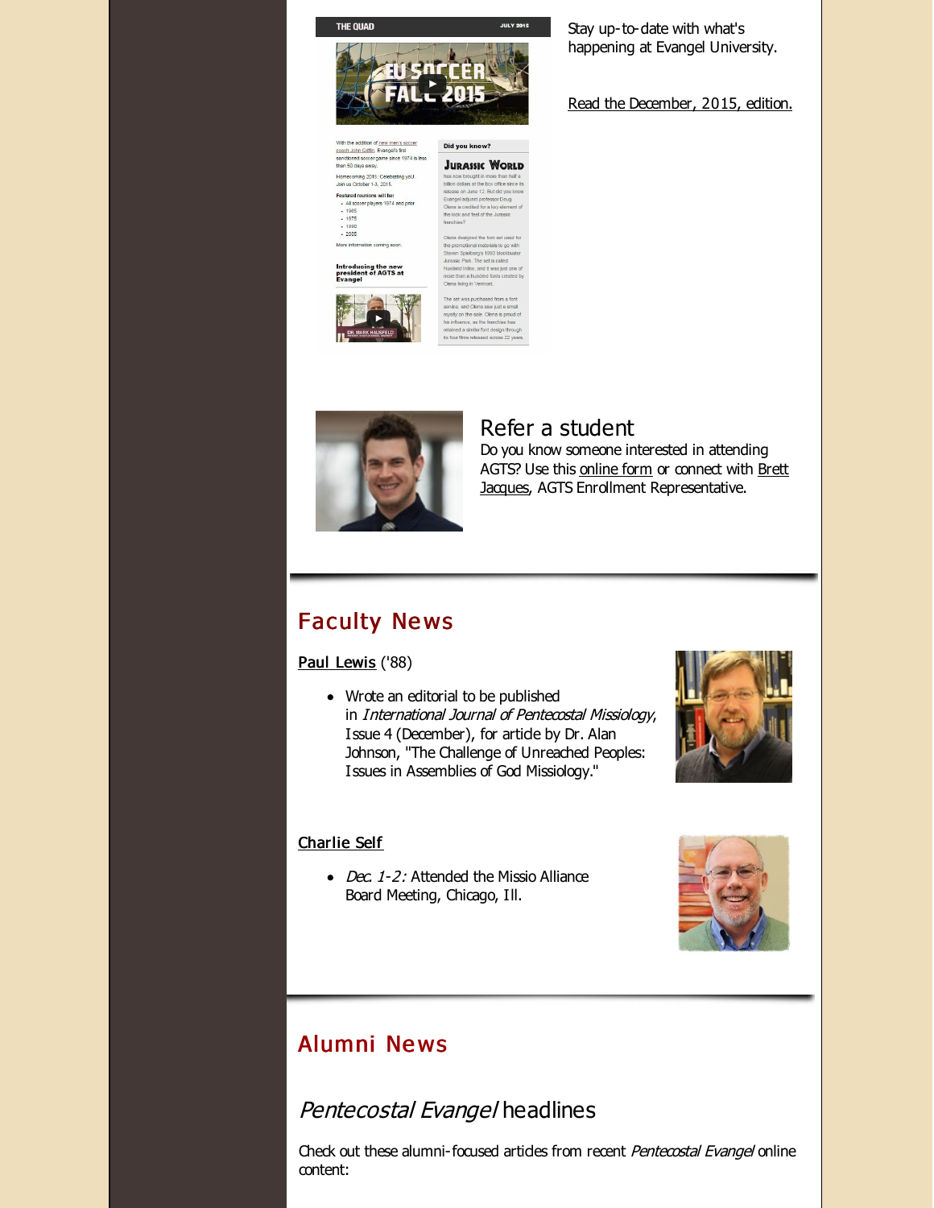Stay up-to-date with what's happening at Evangel University.

Read the December, 2015, edition.

## Refer a student

Do you know someone interested in attending AGTS? Use this online form or connect with Brett Jacques, AGTS Enrollment Representative.

## Faculty News

Paul Lewis ('88)

- Wrote an editorial to be published in *International Journal of Pentecostal Missiology*, Issue 4 (December), for article by Dr. Alan Johnson, "The Challenge of Unreached Peoples: Issues in Assemblies of God Missiology."

Charlie Self

- *Dec. 1-2:* Attended the Missio Alliance Board Meeting, Chicago, Ill.

## Alumni News

### *Pentecostal Evangel* headlines

Check out these alumni-focused articles from recent *Pentecostal Evangel* online content: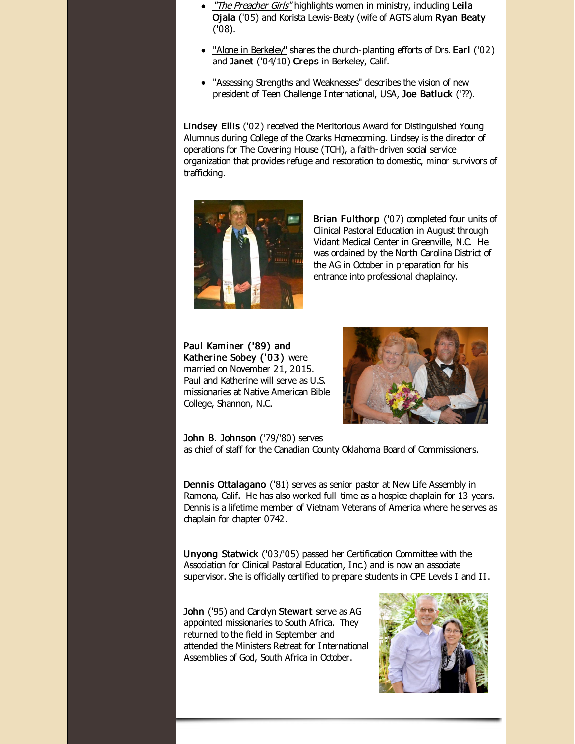- *"The Preacher Girls"* highlights women in ministry, including **Leila Ojala** ('05) and Korista Lewis-Beaty (wife of AGTS alum **Ryan Beaty** ('08).
- "Alone in Berkeley" shares the church-planting efforts of Drs. **Earl** ('02) and **Janet** ('04/10) **Creps** in Berkeley, Calif.
- "Assessing Strengths and Weaknesses" describes the vision of new president of Teen Challenge International, USA, **Joe Batluck** ('??).

**Lindsey Ellis** ('02) received the Meritorious Award for Distinguished Young Alumnus during College of the Ozarks Homecoming. Lindsey is the director of operations for The Covering House (TCH), a faith-driven social service organization that provides refuge and restoration to domestic, minor survivors of trafficking.

**Brian Fulthorp** ('07) completed four units of Clinical Pastoral Education in August through Vidant Medical Center in Greenville, N.C. He was ordained by the North Carolina District of the AG in October in preparation for his entrance into professional chaplaincy.

**Paul Kaminer ('89) and Katherine Sobey ('03)** were married on November 21, 2015. Paul and Katherine will serve as U.S. missionaries at Native American Bible College, Shannon, N.C.

**John B. Johnson** ('79/'80) serves as chief of staff for the Canadian County Oklahoma Board of Commissioners.

**Dennis Ottalagano** ('81) serves as senior pastor at New Life Assembly in Ramona, Calif. He has also worked full-time as a hospice chaplain for 13 years. Dennis is a lifetime member of Vietnam Veterans of America where he serves as chaplain for chapter 0742.

**Unyong Statwick** ('03/'05) passed her Certification Committee with the Association for Clinical Pastoral Education, Inc.) and is now an associate supervisor. She is officially certified to prepare students in CPE Levels I and II.

**John** ('95) and Carolyn **Stewart** serve as AG appointed missionaries to South Africa. They returned to the field in September and attended the Ministers Retreat for International Assemblies of God, South Africa in October.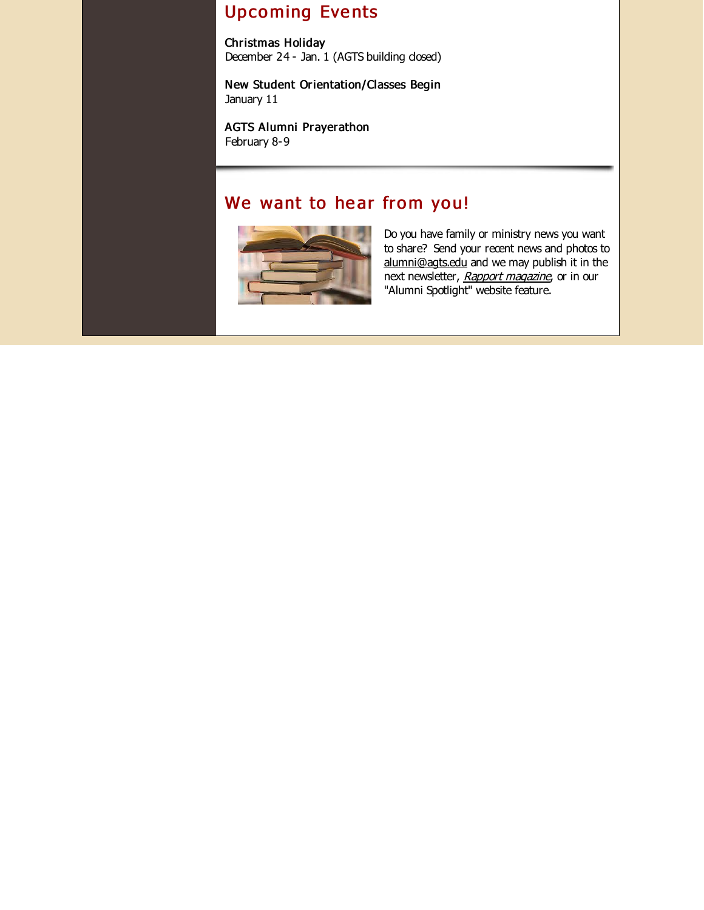## Upcoming Events

**Christmas Holiday**
December 24 - Jan. 1 (AGTS building closed)

**New Student Orientation/Classes Begin**
January 11

**AGTS Alumni Prayerathon**
February 8-9

## We want to hear from you!

Do you have family or ministry news you want to share? Send your recent news and photos to alumni@agts.edu and we may publish it in the next newsletter, *Rapport magazine*, or in our "Alumni Spotlight" website feature.